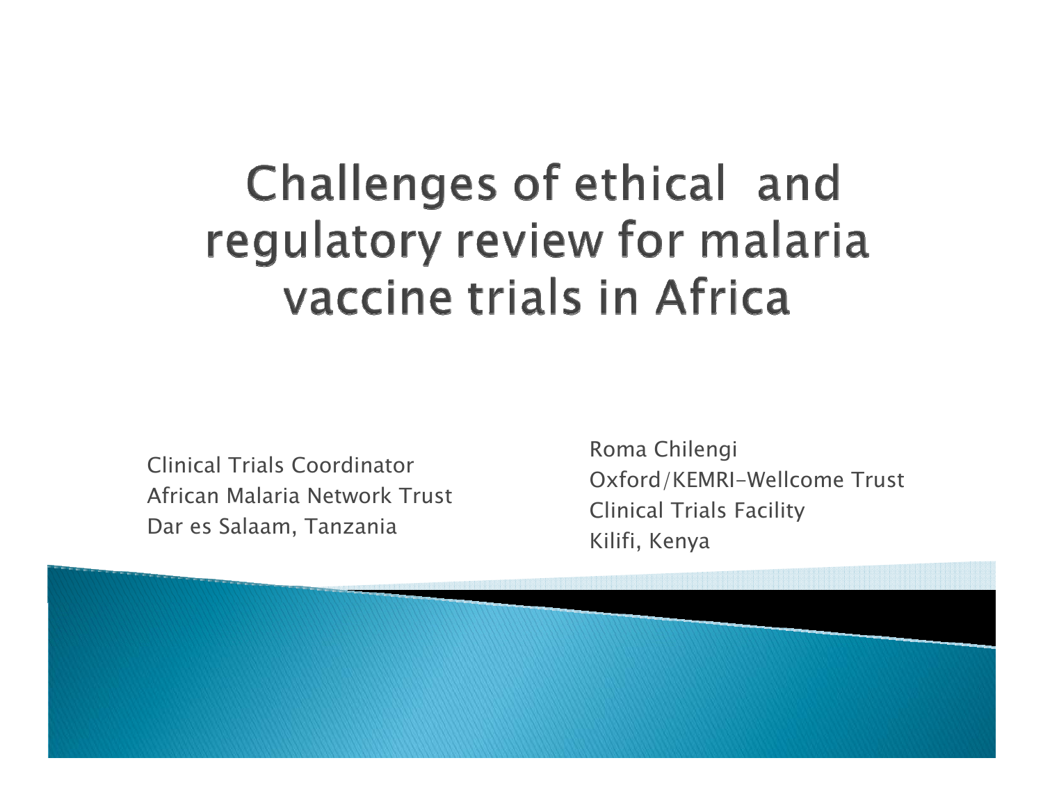# Challenges of ethical and regulatory review for malaria vaccine trials in Africa

Roma Chilengi
Oxford/KEMRI-Wellcome Trust
Clinical Trials Facility
Kilifi, Kenya

Clinical Trials Coordinator
African Malaria Network Trust
Dar es Salaam, Tanzania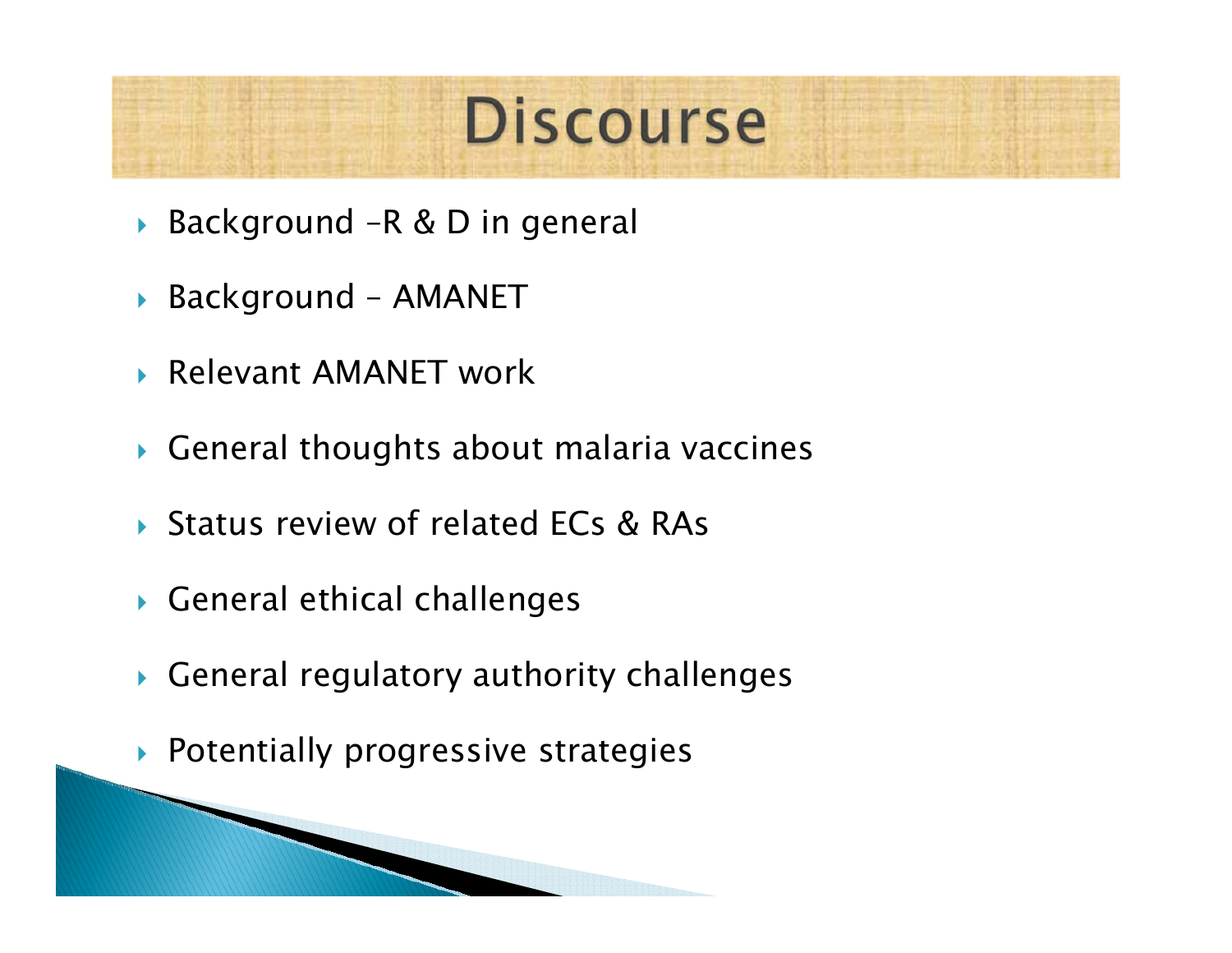# Discourse

- Background –R & D in general
- Background – AMANET
- Relevant AMANET work
- General thoughts about malaria vaccines
- Status review of related ECs & RAs
- General ethical challenges
- General regulatory authority challenges
- Potentially progressive strategies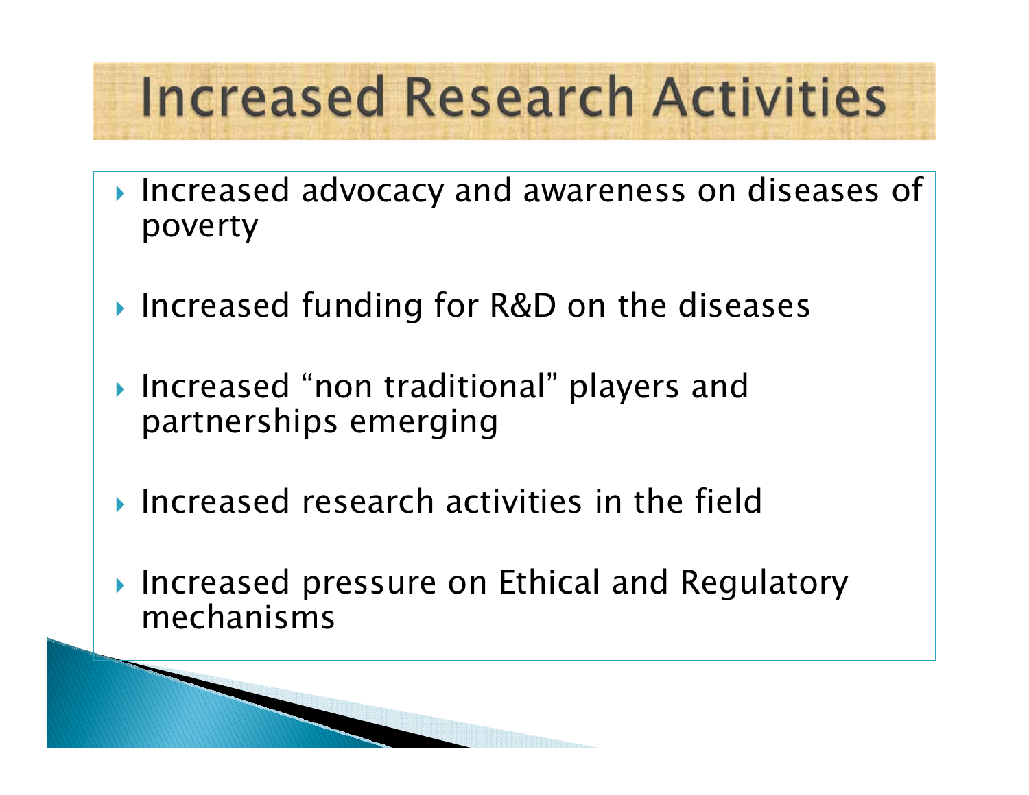# Increased Research Activities

- Increased advocacy and awareness on diseases of poverty
- Increased funding for R&D on the diseases
- Increased “non traditional” players and partnerships emerging
- Increased research activities in the field
- Increased pressure on Ethical and Regulatory mechanisms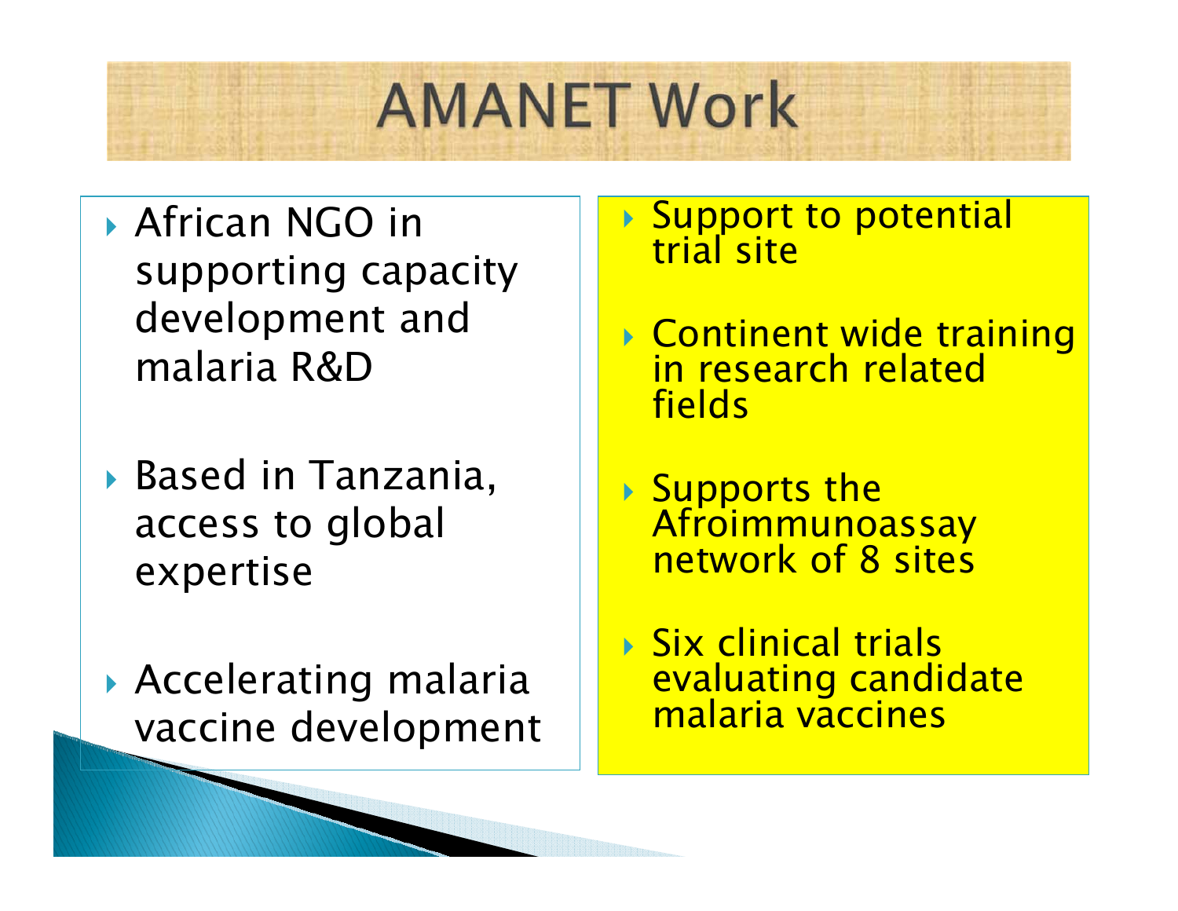# AMANET Work

- African NGO in supporting capacity development and malaria R&D
- Based in Tanzania, access to global expertise
- Accelerating malaria vaccine development

- Support to potential trial site
- Continent wide training in research related fields
- Supports the Afroimmunoassay network of 8 sites
- Six clinical trials evaluating candidate malaria vaccines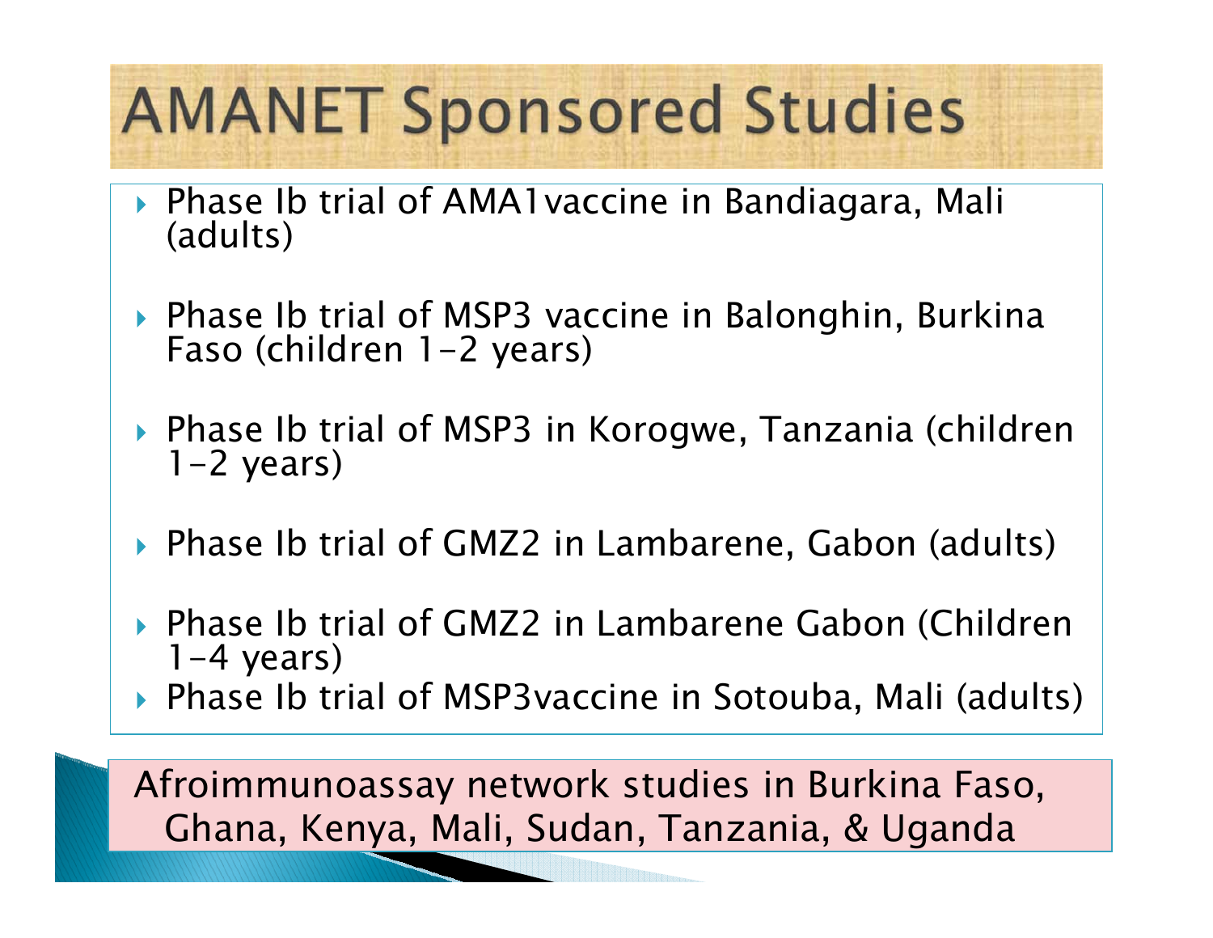# AMANET Sponsored Studies

- Phase Ib trial of AMA1vaccine in Bandiagara, Mali (adults)
- Phase Ib trial of MSP3 vaccine in Balonghin, Burkina Faso (children 1-2 years)
- Phase Ib trial of MSP3 in Korogwe, Tanzania (children 1-2 years)
- Phase Ib trial of GMZ2 in Lambarene, Gabon (adults)
- Phase Ib trial of GMZ2 in Lambarene Gabon (Children 1-4 years)
- Phase Ib trial of MSP3vaccine in Sotouba, Mali (adults)

Afroimmunoassay network studies in Burkina Faso, Ghana, Kenya, Mali, Sudan, Tanzania, & Uganda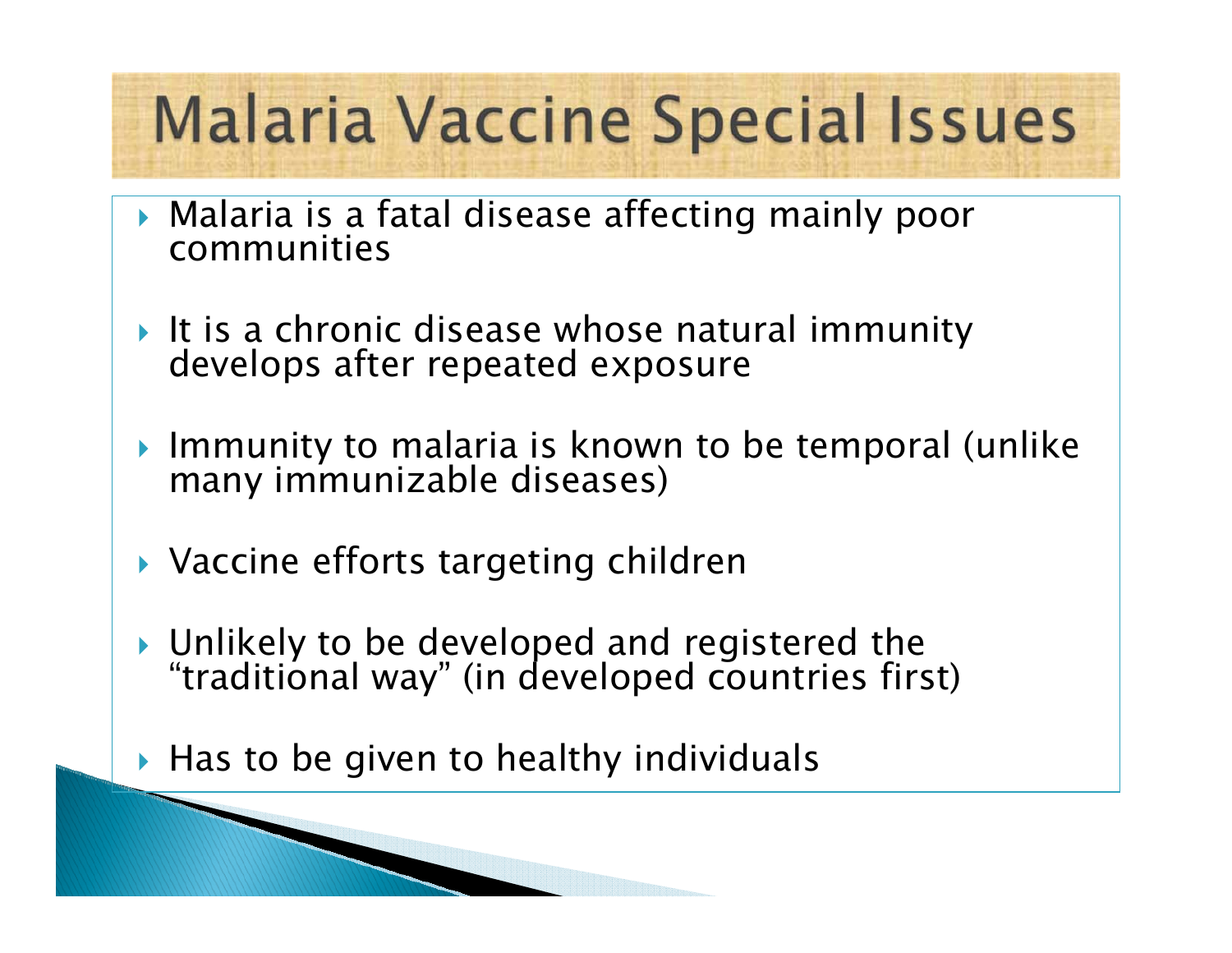# Malaria Vaccine Special Issues

- Malaria is a fatal disease affecting mainly poor communities
- It is a chronic disease whose natural immunity develops after repeated exposure
- Immunity to malaria is known to be temporal (unlike many immunizable diseases)
- Vaccine efforts targeting children
- Unlikely to be developed and registered the "traditional way" (in developed countries first)
- Has to be given to healthy individuals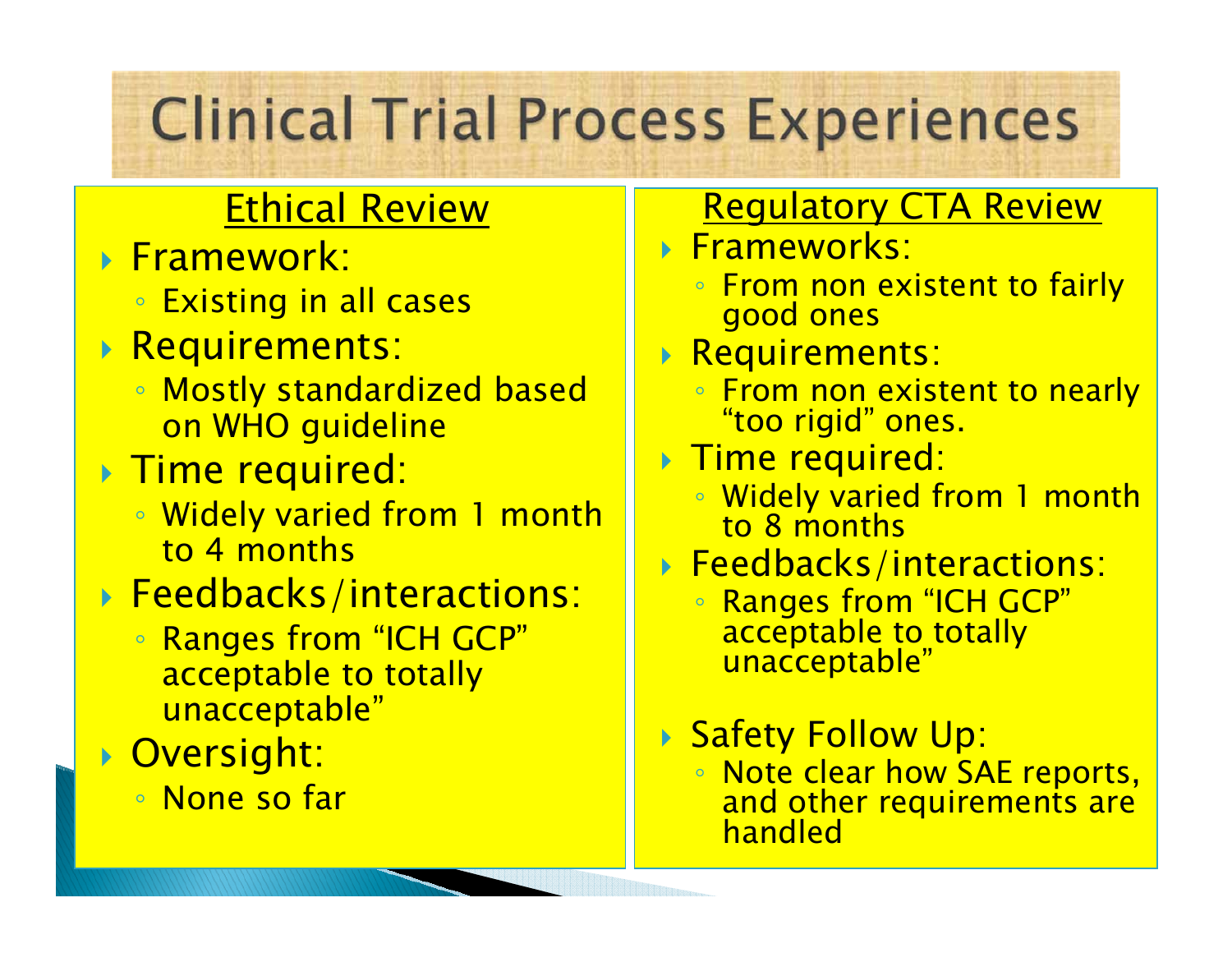# Clinical Trial Process Experiences

## Ethical Review

- Framework:
  - Existing in all cases
- Requirements:
  - Mostly standardized based on WHO guideline
- Time required:
  - Widely varied from 1 month to 4 months
- Feedbacks/interactions:
  - Ranges from "ICH GCP" acceptable to totally unacceptable"
- Oversight:
  - None so far

## Regulatory CTA Review

- Frameworks:
  - From non existent to fairly good ones
- Requirements:
  - From non existent to nearly "too rigid" ones.
- Time required:
  - Widely varied from 1 month to 8 months
- Feedbacks/interactions:
  - Ranges from "ICH GCP" acceptable to totally unacceptable"
- Safety Follow Up:
  - Note clear how SAE reports, and other requirements are handled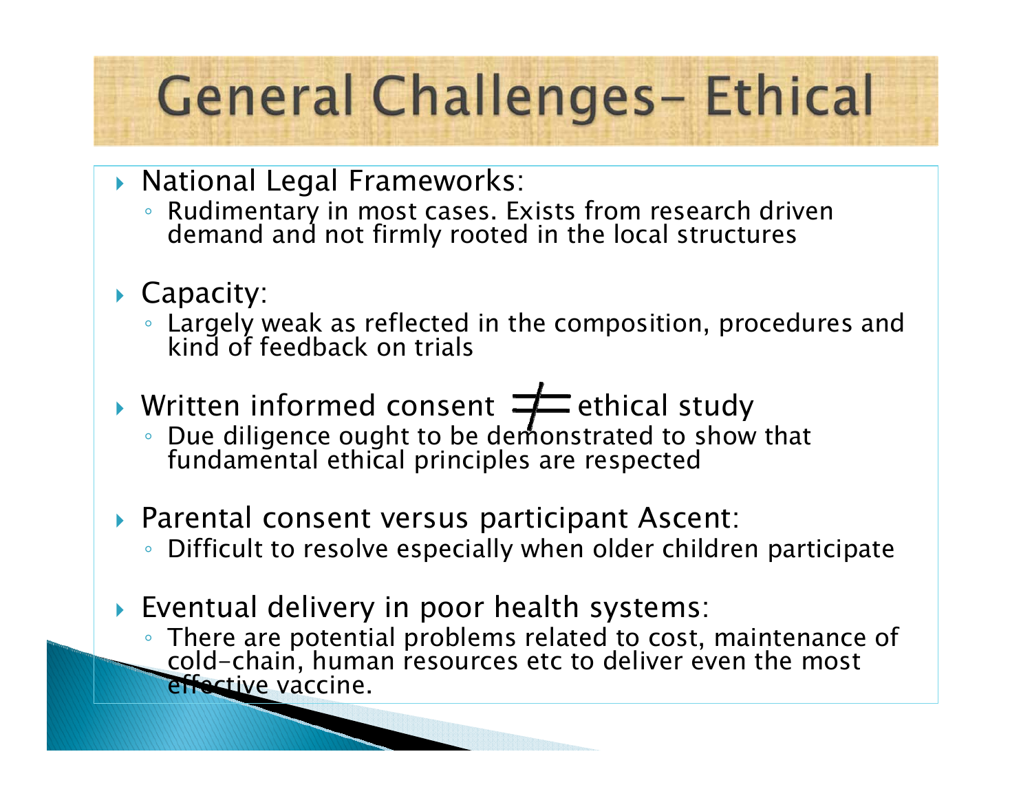# General Challenges– Ethical

- National Legal Frameworks:
  - Rudimentary in most cases. Exists from research driven demand and not firmly rooted in the local structures
- Capacity:
  - Largely weak as reflected in the composition, procedures and kind of feedback on trials
- Written informed consent $\neq$ ethical study
  - Due diligence ought to be demonstrated to show that fundamental ethical principles are respected
- Parental consent versus participant Ascent:
  - Difficult to resolve especially when older children participate
- Eventual delivery in poor health systems:
  - There are potential problems related to cost, maintenance of cold-chain, human resources etc to deliver even the most effective vaccine.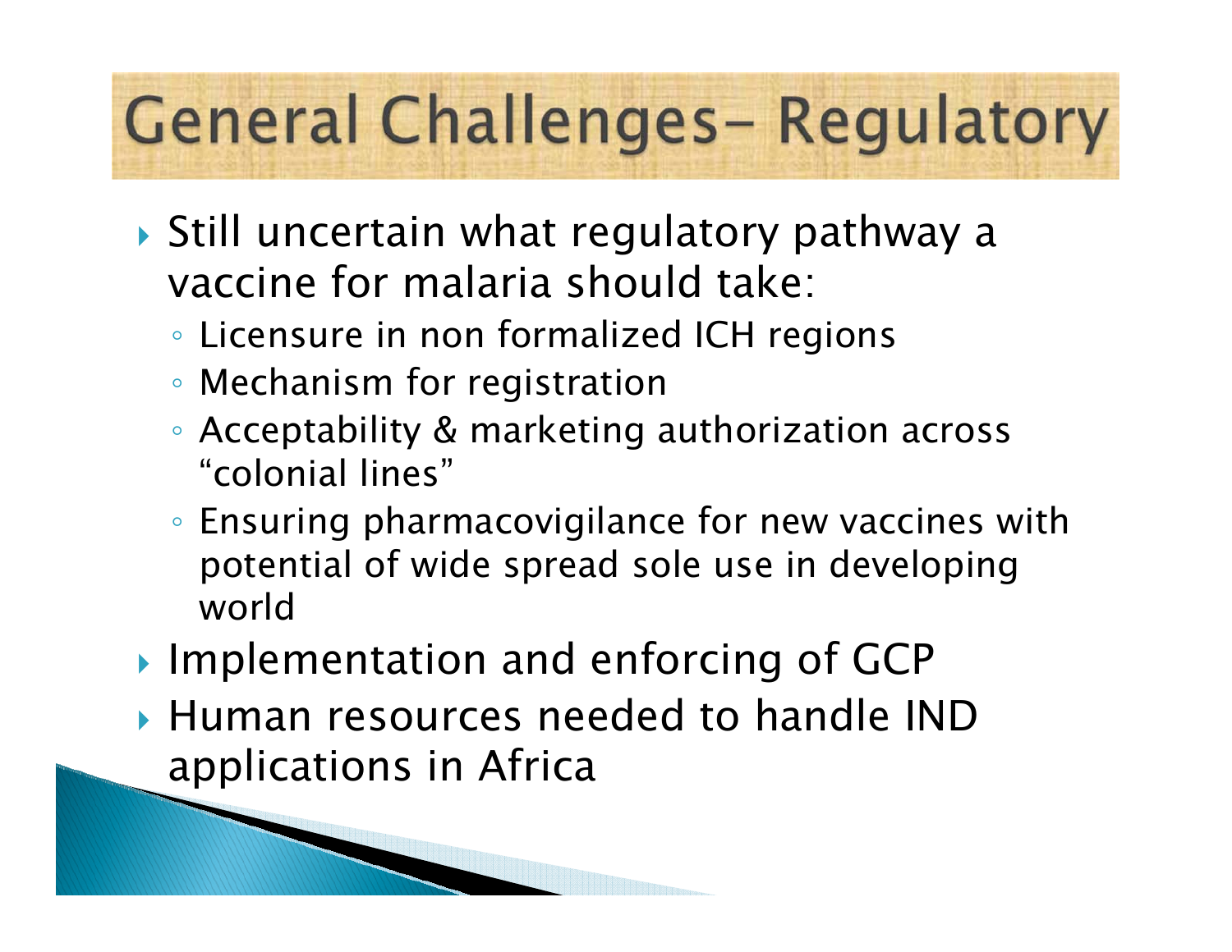# General Challenges– Regulatory

- Still uncertain what regulatory pathway a vaccine for malaria should take:
  - Licensure in non formalized ICH regions
  - Mechanism for registration
  - Acceptability & marketing authorization across “colonial lines”
  - Ensuring pharmacovigilance for new vaccines with potential of wide spread sole use in developing world
- Implementation and enforcing of GCP
- Human resources needed to handle IND applications in Africa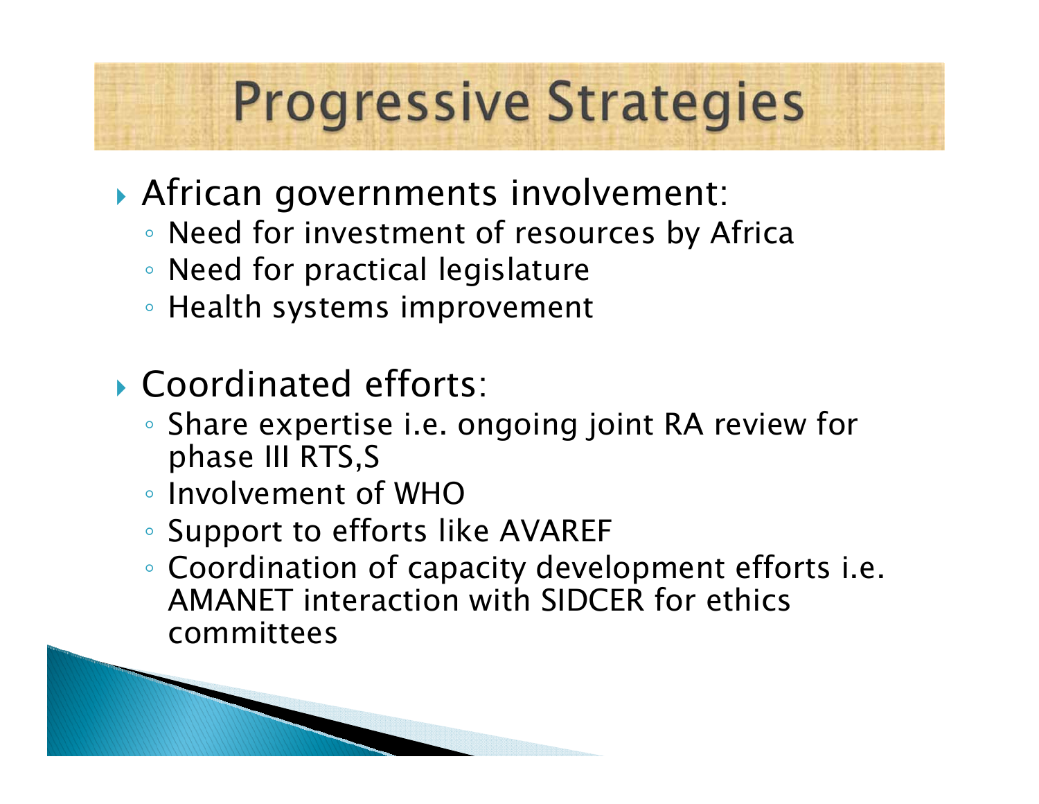# Progressive Strategies

- African governments involvement:
  - Need for investment of resources by Africa
  - Need for practical legislature
  - Health systems improvement

- Coordinated efforts:
  - Share expertise i.e. ongoing joint RA review for phase III RTS,S
  - Involvement of WHO
  - Support to efforts like AVAREF
  - Coordination of capacity development efforts i.e. AMANET interaction with SIDCER for ethics committees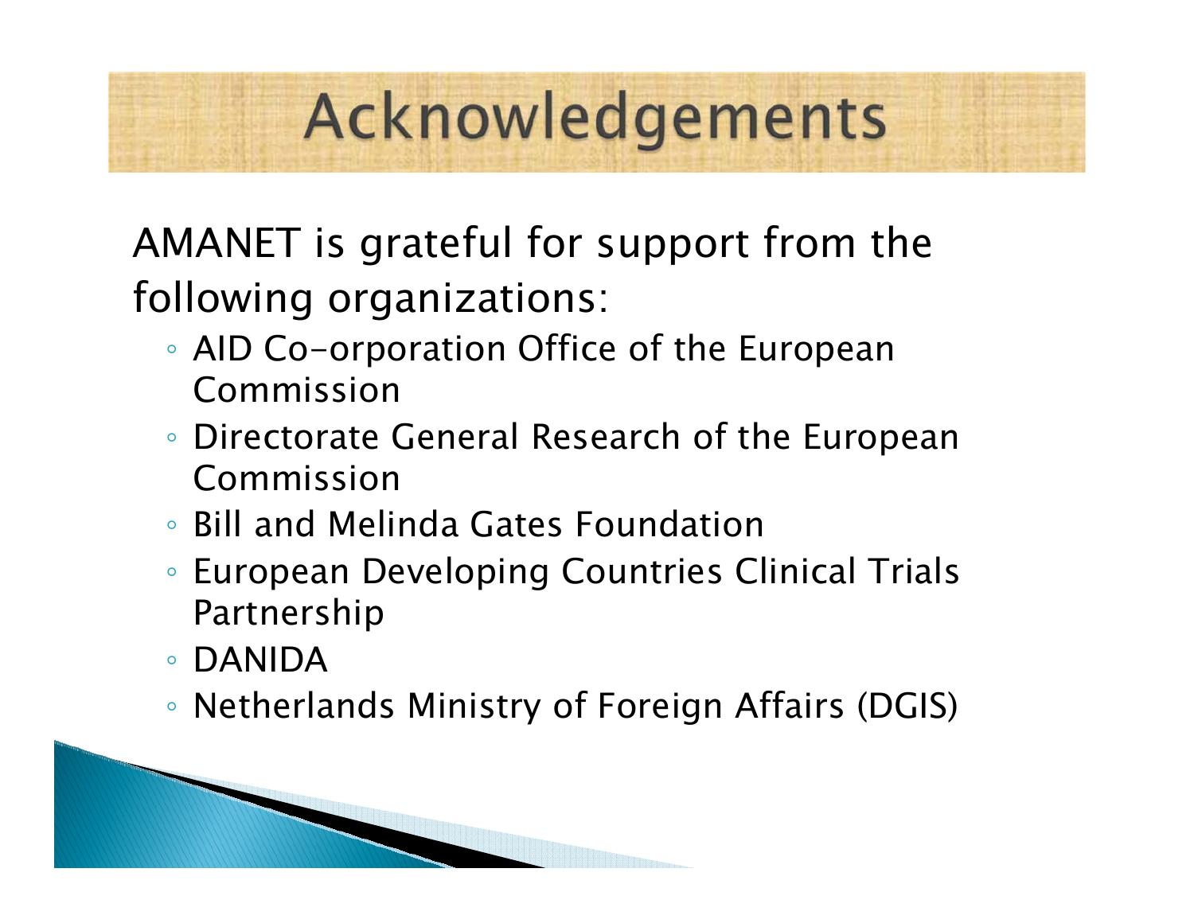# Acknowledgements

AMANET is grateful for support from the following organizations:

- AID Co-orporation Office of the European Commission
- Directorate General Research of the European Commission
- Bill and Melinda Gates Foundation
- European Developing Countries Clinical Trials Partnership
- DANIDA
- Netherlands Ministry of Foreign Affairs (DGIS)